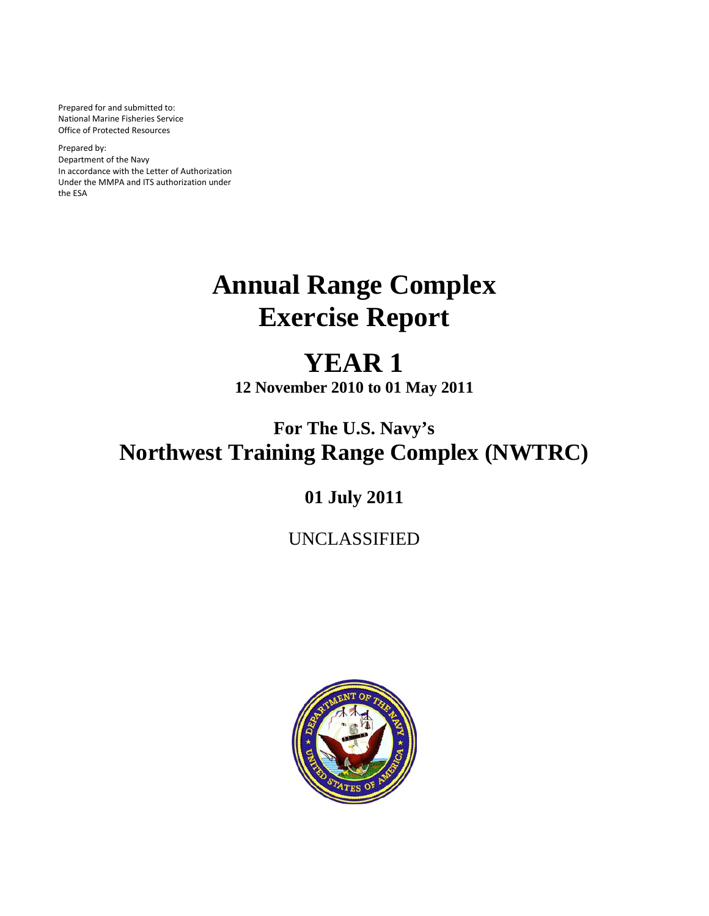Prepared for and submitted to:
National Marine Fisheries Service
Office of Protected Resources

Prepared by:
Department of the Navy
In accordance with the Letter of Authorization
Under the MMPA and ITS authorization under
the ESA

# Annual Range Complex Exercise Report

# YEAR 1

**12 November 2010 to 01 May 2011**

## For The U.S. Navy's
## Northwest Training Range Complex (NWTRC)

**01 July 2011**

UNCLASSIFIED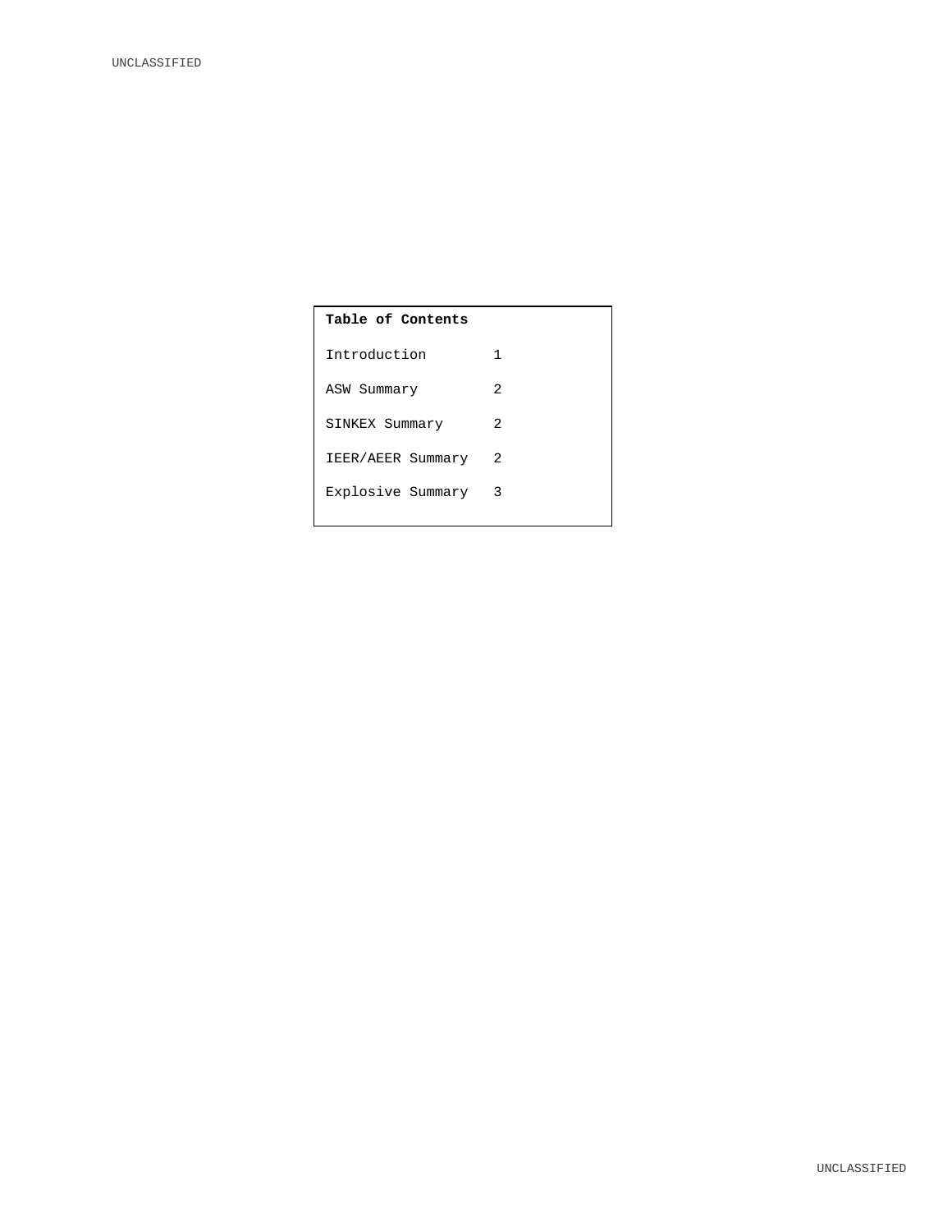**Table of Contents**

| | |
|---|---|
| Introduction | 1 |
| ASW Summary | 2 |
| SINKEX Summary | 2 |
| IEER/AEER Summary | 2 |
| Explosive Summary | 3 |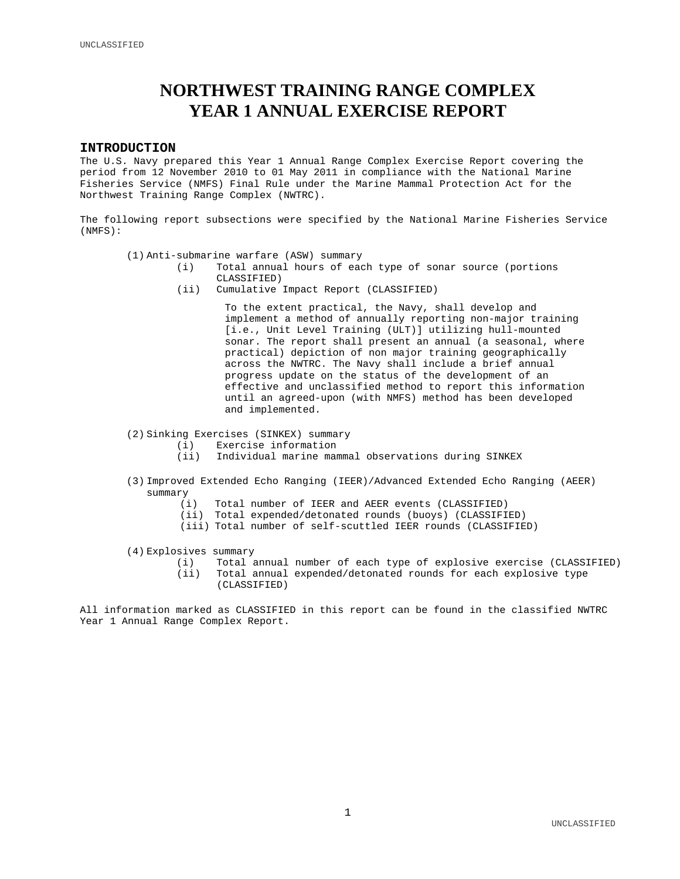# NORTHWEST TRAINING RANGE COMPLEX
# YEAR 1 ANNUAL EXERCISE REPORT

## INTRODUCTION

The U.S. Navy prepared this Year 1 Annual Range Complex Exercise Report covering the period from 12 November 2010 to 01 May 2011 in compliance with the National Marine Fisheries Service (NMFS) Final Rule under the Marine Mammal Protection Act for the Northwest Training Range Complex (NWTRC).

The following report subsections were specified by the National Marine Fisheries Service (NMFS):

(1) Anti-submarine warfare (ASW) summary
- (i) Total annual hours of each type of sonar source (portions CLASSIFIED)
- (ii) Cumulative Impact Report (CLASSIFIED)

  To the extent practical, the Navy, shall develop and implement a method of annually reporting non-major training [i.e., Unit Level Training (ULT)] utilizing hull-mounted sonar. The report shall present an annual (a seasonal, where practical) depiction of non major training geographically across the NWTRC. The Navy shall include a brief annual progress update on the status of the development of an effective and unclassified method to report this information until an agreed-upon (with NMFS) method has been developed and implemented.

(2) Sinking Exercises (SINKEX) summary
- (i) Exercise information
- (ii) Individual marine mammal observations during SINKEX

(3) Improved Extended Echo Ranging (IEER)/Advanced Extended Echo Ranging (AEER) summary
- (i) Total number of IEER and AEER events (CLASSIFIED)
- (ii) Total expended/detonated rounds (buoys) (CLASSIFIED)
- (iii) Total number of self-scuttled IEER rounds (CLASSIFIED)

(4) Explosives summary
- (i) Total annual number of each type of explosive exercise (CLASSIFIED)
- (ii) Total annual expended/detonated rounds for each explosive type (CLASSIFIED)

All information marked as CLASSIFIED in this report can be found in the classified NWTRC Year 1 Annual Range Complex Report.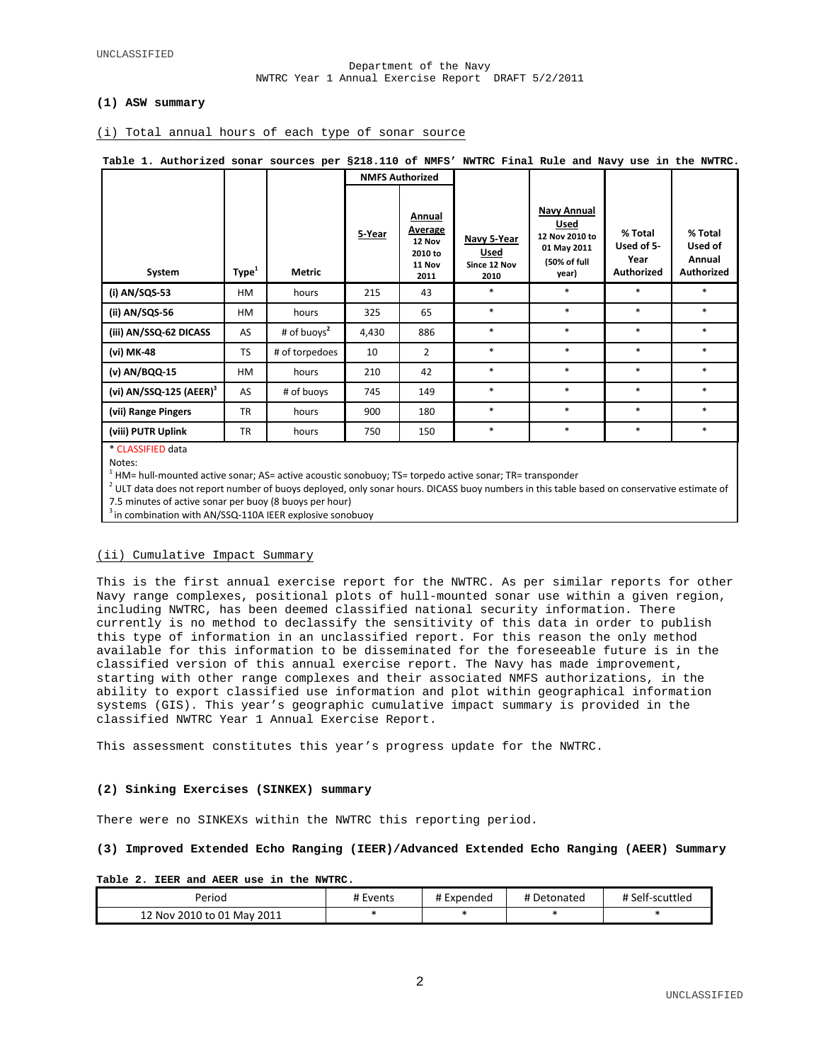**(1) ASW summary**

(i) Total annual hours of each type of sonar source

**Table 1. Authorized sonar sources per §218.110 of NMFS' NWTRC Final Rule and Navy use in the NWTRC.**

| System | Type[1] | Metric | NMFS Authorized | | Navy 5-Year Used Since 12 Nov 2010 | Navy Annual Used 12 Nov 2010 to 01 May 2011 (50% of full year) | % Total Used of 5-Year Authorized | % Total Used of Annual Authorized |
|---|---|---|---|---|---|---|---|---|
| | | | 5-Year | Annual Average 12 Nov 2010 to 11 Nov 2011 | | | | |
| (i) AN/SQS-53 | HM | hours | 215 | 43 | * | * | * | * |
| (ii) AN/SQS-56 | HM | hours | 325 | 65 | * | * | * | * |
| (iii) AN/SSQ-62 DICASS | AS | # of buoys[2] | 4,430 | 886 | * | * | * | * |
| (vi) MK-48 | TS | # of torpedoes | 10 | 2 | * | * | * | * |
| (v) AN/BQQ-15 | HM | hours | 210 | 42 | * | * | * | * |
| (vi) AN/SSQ-125 (AEER)[3] | AS | # of buoys | 745 | 149 | * | * | * | * |
| (vii) Range Pingers | TR | hours | 900 | 180 | * | * | * | * |
| (viii) PUTR Uplink | TR | hours | 750 | 150 | * | * | * | * |

* CLASSIFIED data

Notes:

[1] HM= hull-mounted active sonar; AS= active acoustic sonobuoy; TS= torpedo active sonar; TR= transponder

[2] ULT data does not report number of buoys deployed, only sonar hours. DICASS buoy numbers in this table based on conservative estimate of 7.5 minutes of active sonar per buoy (8 buoys per hour)

[3] in combination with AN/SSQ-110A IEER explosive sonobuoy

(ii) Cumulative Impact Summary

This is the first annual exercise report for the NWTRC. As per similar reports for other Navy range complexes, positional plots of hull-mounted sonar use within a given region, including NWTRC, has been deemed classified national security information. There currently is no method to declassify the sensitivity of this data in order to publish this type of information in an unclassified report. For this reason the only method available for this information to be disseminated for the foreseeable future is in the classified version of this annual exercise report. The Navy has made improvement, starting with other range complexes and their associated NMFS authorizations, in the ability to export classified use information and plot within geographical information systems (GIS). This year's geographic cumulative impact summary is provided in the classified NWTRC Year 1 Annual Exercise Report.

This assessment constitutes this year's progress update for the NWTRC.

**(2) Sinking Exercises (SINKEX) summary**

There were no SINKEXs within the NWTRC this reporting period.

**(3) Improved Extended Echo Ranging (IEER)/Advanced Extended Echo Ranging (AEER) Summary**

**Table 2. IEER and AEER use in the NWTRC.**

| Period | # Events | # Expended | # Detonated | # Self-scuttled |
|---|---|---|---|---|
| 12 Nov 2010 to 01 May 2011 | * | * | * | * |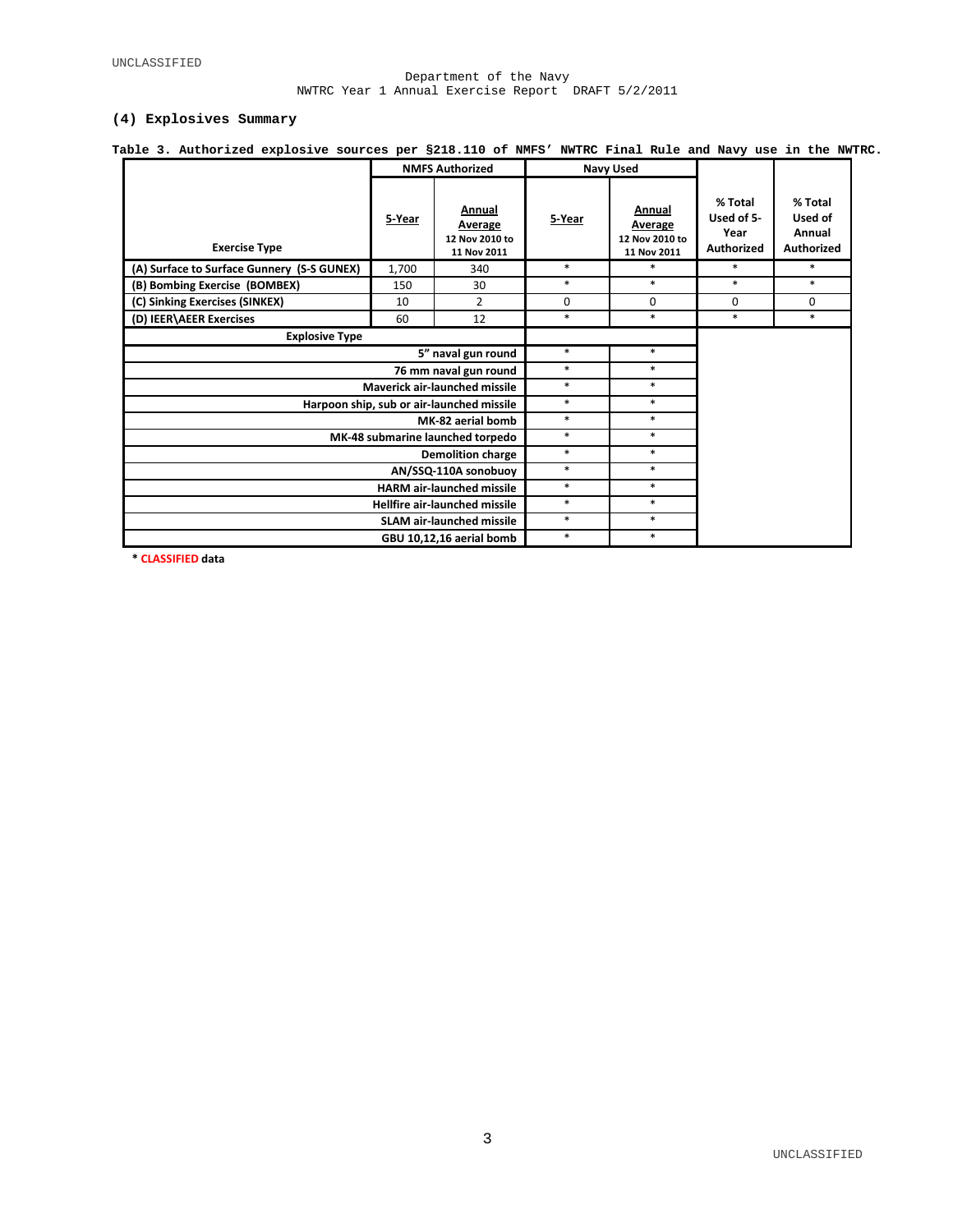UNCLASSIFIED

Department of the Navy
NWTRC Year 1 Annual Exercise Report DRAFT 5/2/2011

### (4) Explosives Summary

**Table 3. Authorized explosive sources per §218.110 of NMFS' NWTRC Final Rule and Navy use in the NWTRC.**

| Exercise Type | NMFS Authorized | | Navy Used | | % Total Used of 5-Year Authorized | % Total Used of Annual Authorized |
|---|---|---|---|---|---|---|
| | 5-Year | Annual Average 12 Nov 2010 to 11 Nov 2011 | 5-Year | Annual Average 12 Nov 2010 to 11 Nov 2011 | | |
| (A) Surface to Surface Gunnery (S-S GUNEX) | 1,700 | 340 | * | * | * | * |
| (B) Bombing Exercise (BOMBEX) | 150 | 30 | * | * | * | * |
| (C) Sinking Exercises (SINKEX) | 10 | 2 | 0 | 0 | 0 | 0 |
| (D) IEER\AEER Exercises | 60 | 12 | * | * | * | * |
| **Explosive Type** | | | | | | |
| 5" naval gun round | | | * | * | | |
| 76 mm naval gun round | | | * | * | | |
| Maverick air-launched missile | | | * | * | | |
| Harpoon ship, sub or air-launched missile | | | * | * | | |
| MK-82 aerial bomb | | | * | * | | |
| MK-48 submarine launched torpedo | | | * | * | | |
| Demolition charge | | | * | * | | |
| AN/SSQ-110A sonobuoy | | | * | * | | |
| HARM air-launched missile | | | * | * | | |
| Hellfire air-launched missile | | | * | * | | |
| SLAM air-launched missile | | | * | * | | |
| GBU 10,12,16 aerial bomb | | | * | * | | |

**\* CLASSIFIED data**

UNCLASSIFIED